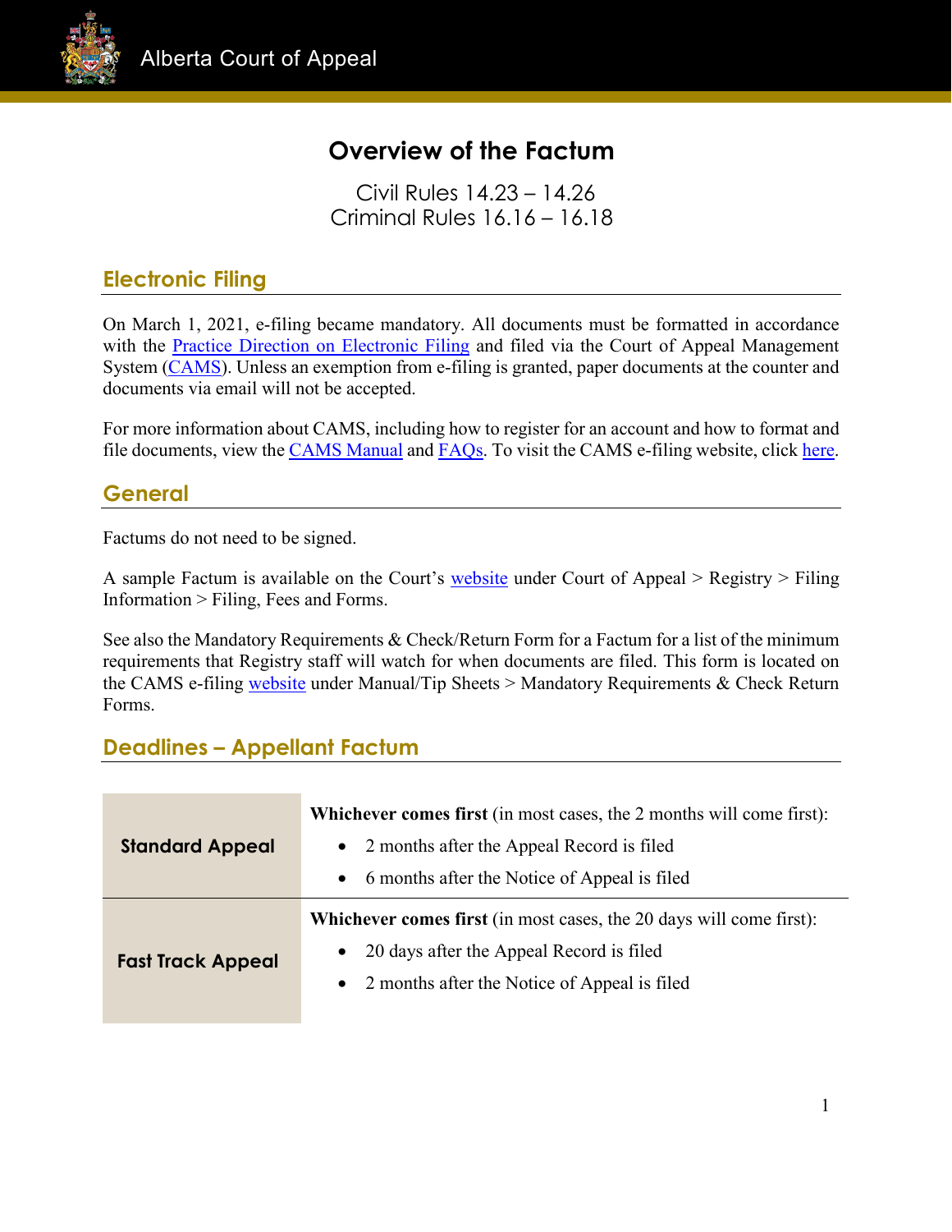Alberta Court of Appeal

# Overview of the Factum

Civil Rules 14.23 – 14.26
Criminal Rules 16.16 – 16.18

## Electronic Filing

On March 1, 2021, e-filing became mandatory. All documents must be formatted in accordance with the Practice Direction on Electronic Filing and filed via the Court of Appeal Management System (CAMS). Unless an exemption from e-filing is granted, paper documents at the counter and documents via email will not be accepted.

For more information about CAMS, including how to register for an account and how to format and file documents, view the CAMS Manual and FAQs. To visit the CAMS e-filing website, click here.

## General

Factums do not need to be signed.

A sample Factum is available on the Court's website under Court of Appeal > Registry > Filing Information > Filing, Fees and Forms.

See also the Mandatory Requirements & Check/Return Form for a Factum for a list of the minimum requirements that Registry staff will watch for when documents are filed. This form is located on the CAMS e-filing website under Manual/Tip Sheets > Mandatory Requirements & Check Return Forms.

## Deadlines – Appellant Factum

| | |
|---|---|
| **Standard Appeal** | **Whichever comes first** (in most cases, the 2 months will come first):<br>• 2 months after the Appeal Record is filed<br>• 6 months after the Notice of Appeal is filed |
| **Fast Track Appeal** | **Whichever comes first** (in most cases, the 20 days will come first):<br>• 20 days after the Appeal Record is filed<br>• 2 months after the Notice of Appeal is filed |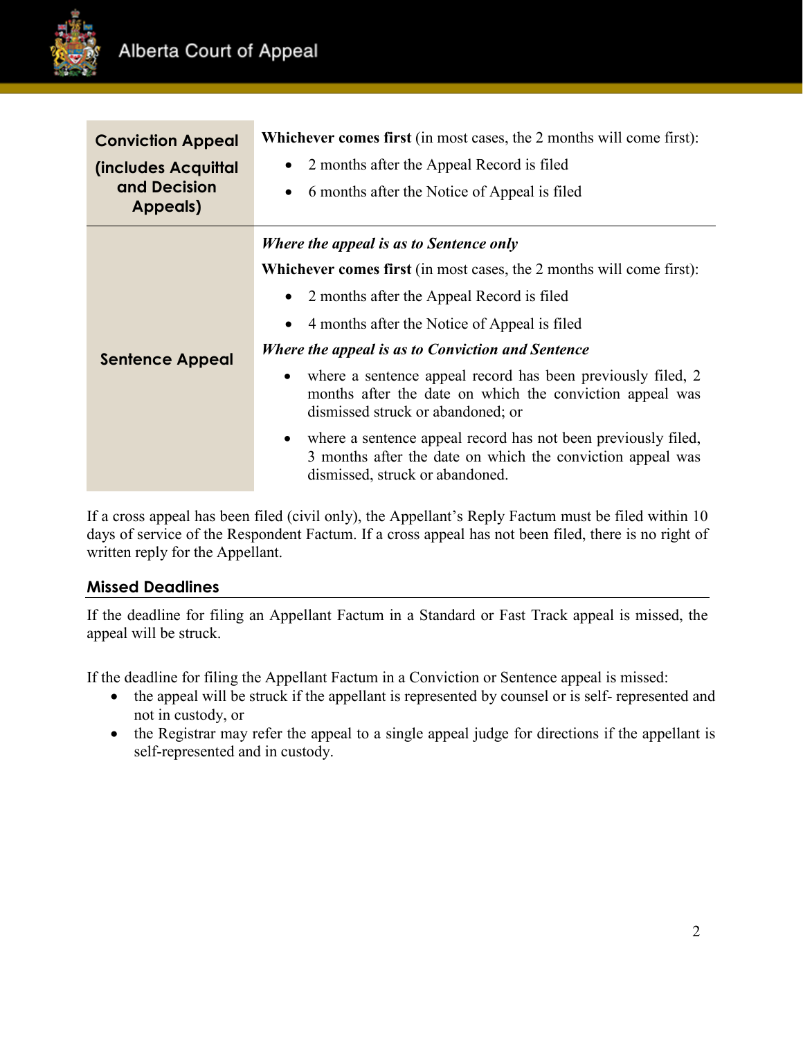| | |
|---|---|
| **Conviction Appeal (includes Acquittal and Decision Appeals)** | **Whichever comes first** (in most cases, the 2 months will come first):<br>• 2 months after the Appeal Record is filed<br>• 6 months after the Notice of Appeal is filed |
| **Sentence Appeal** | ***Where the appeal is as to Sentence only***<br>**Whichever comes first** (in most cases, the 2 months will come first):<br>• 2 months after the Appeal Record is filed<br>• 4 months after the Notice of Appeal is filed<br>***Where the appeal is as to Conviction and Sentence***<br>• where a sentence appeal record has been previously filed, 2 months after the date on which the conviction appeal was dismissed struck or abandoned; or<br>• where a sentence appeal record has not been previously filed, 3 months after the date on which the conviction appeal was dismissed, struck or abandoned. |

If a cross appeal has been filed (civil only), the Appellant's Reply Factum must be filed within 10 days of service of the Respondent Factum. If a cross appeal has not been filed, there is no right of written reply for the Appellant.

## Missed Deadlines

If the deadline for filing an Appellant Factum in a Standard or Fast Track appeal is missed, the appeal will be struck.

If the deadline for filing the Appellant Factum in a Conviction or Sentence appeal is missed:

- the appeal will be struck if the appellant is represented by counsel or is self- represented and not in custody, or
- the Registrar may refer the appeal to a single appeal judge for directions if the appellant is self-represented and in custody.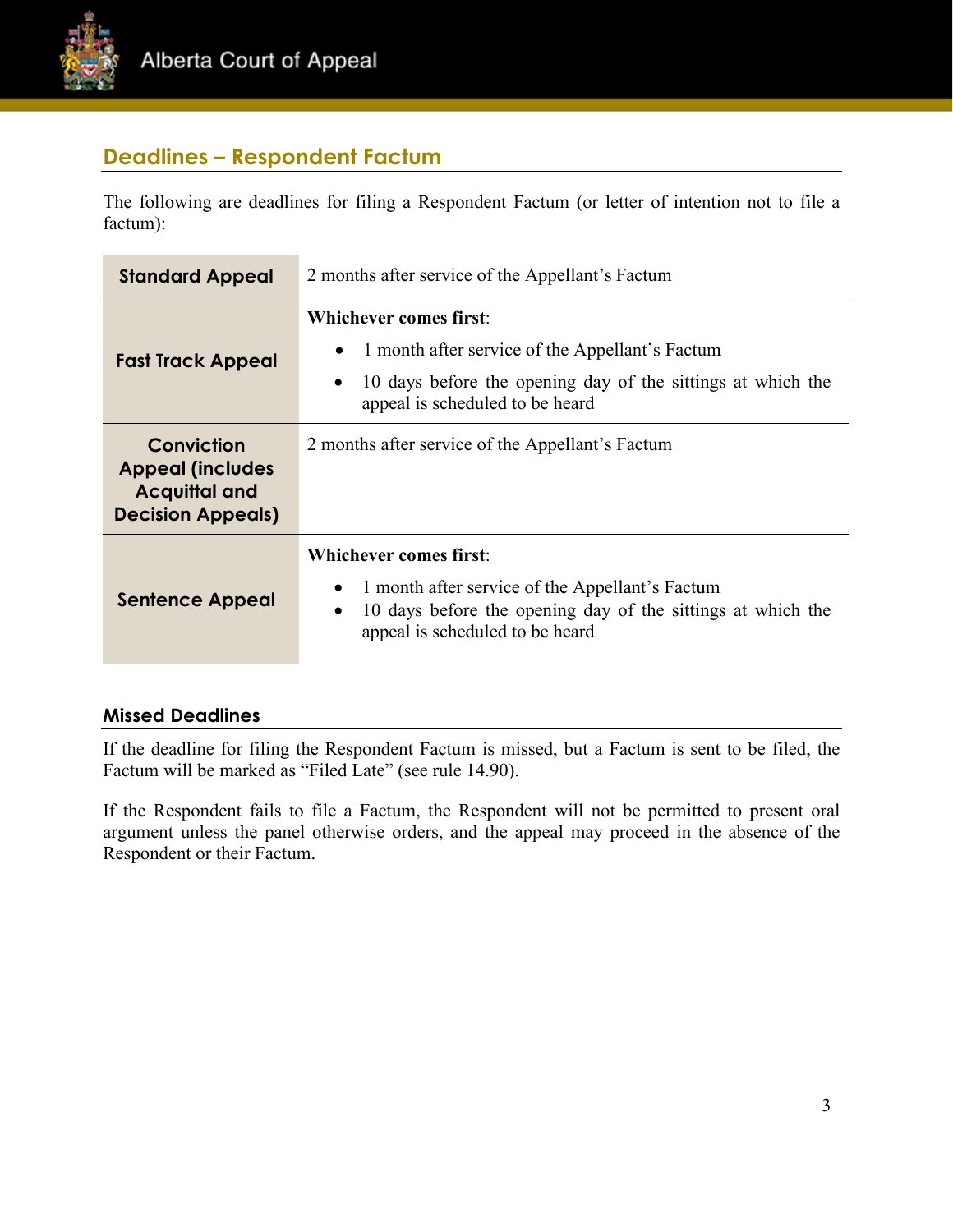## Deadlines – Respondent Factum

The following are deadlines for filing a Respondent Factum (or letter of intention not to file a factum):

| Appeal Type | Deadline |
|---|---|
| **Standard Appeal** | 2 months after service of the Appellant's Factum |
| **Fast Track Appeal** | **Whichever comes first**:<br>• 1 month after service of the Appellant's Factum<br>• 10 days before the opening day of the sittings at which the appeal is scheduled to be heard |
| **Conviction Appeal (includes Acquittal and Decision Appeals)** | 2 months after service of the Appellant's Factum |
| **Sentence Appeal** | **Whichever comes first**:<br>• 1 month after service of the Appellant's Factum<br>• 10 days before the opening day of the sittings at which the appeal is scheduled to be heard |

### Missed Deadlines

If the deadline for filing the Respondent Factum is missed, but a Factum is sent to be filed, the Factum will be marked as "Filed Late" (see rule 14.90).

If the Respondent fails to file a Factum, the Respondent will not be permitted to present oral argument unless the panel otherwise orders, and the appeal may proceed in the absence of the Respondent or their Factum.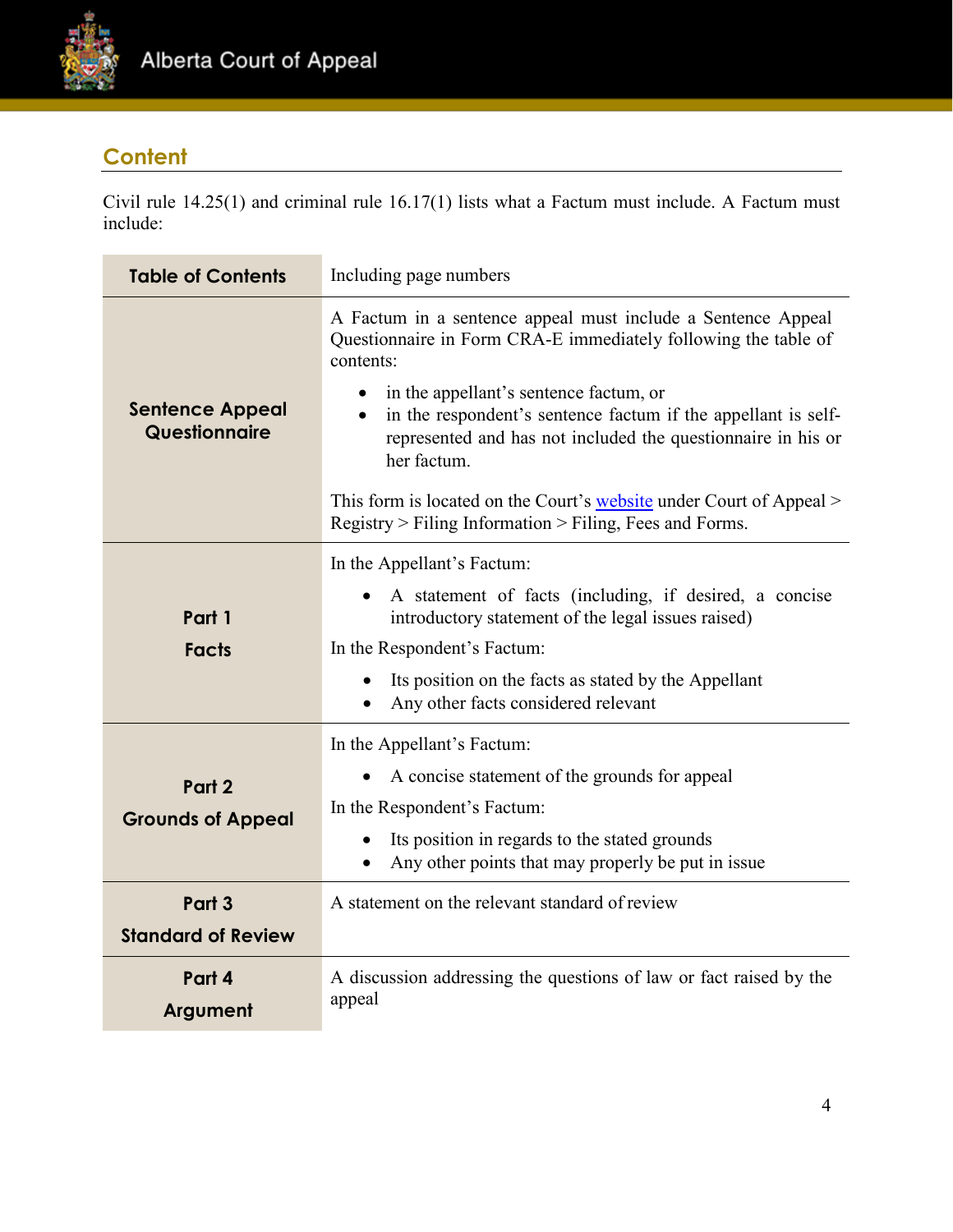## Content

Civil rule 14.25(1) and criminal rule 16.17(1) lists what a Factum must include. A Factum must include:

| | |
|---|---|
| **Table of Contents** | Including page numbers |
| **Sentence Appeal Questionnaire** | A Factum in a sentence appeal must include a Sentence Appeal Questionnaire in Form CRA-E immediately following the table of contents:<br>• in the appellant's sentence factum, or<br>• in the respondent's sentence factum if the appellant is self-represented and has not included the questionnaire in his or her factum.<br><br>This form is located on the Court's website under Court of Appeal > Registry > Filing Information > Filing, Fees and Forms. |
| **Part 1**<br>**Facts** | In the Appellant's Factum:<br>• A statement of facts (including, if desired, a concise introductory statement of the legal issues raised)<br>In the Respondent's Factum:<br>• Its position on the facts as stated by the Appellant<br>• Any other facts considered relevant |
| **Part 2**<br>**Grounds of Appeal** | In the Appellant's Factum:<br>• A concise statement of the grounds for appeal<br>In the Respondent's Factum:<br>• Its position in regards to the stated grounds<br>• Any other points that may properly be put in issue |
| **Part 3**<br>**Standard of Review** | A statement on the relevant standard of review |
| **Part 4**<br>**Argument** | A discussion addressing the questions of law or fact raised by the appeal |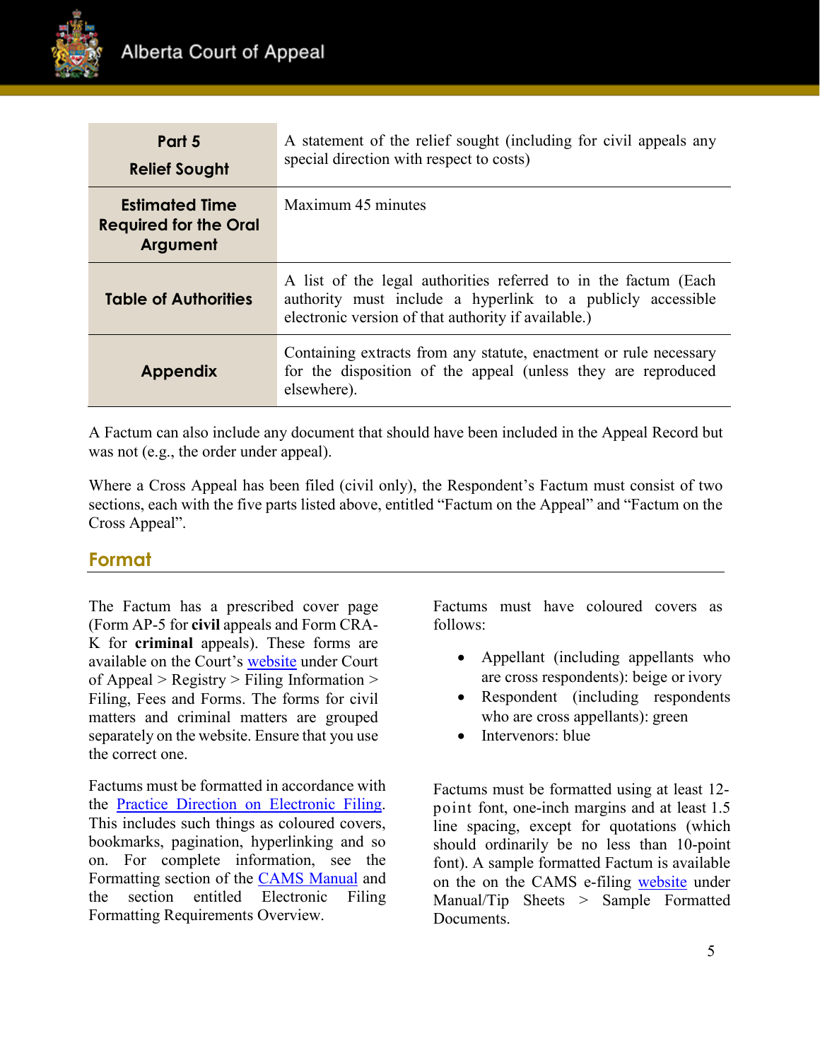| | |
|---|---|
| **Part 5**<br>**Relief Sought** | A statement of the relief sought (including for civil appeals any special direction with respect to costs) |
| **Estimated Time Required for the Oral Argument** | Maximum 45 minutes |
| **Table of Authorities** | A list of the legal authorities referred to in the factum (Each authority must include a hyperlink to a publicly accessible electronic version of that authority if available.) |
| **Appendix** | Containing extracts from any statute, enactment or rule necessary for the disposition of the appeal (unless they are reproduced elsewhere). |

A Factum can also include any document that should have been included in the Appeal Record but was not (e.g., the order under appeal).

Where a Cross Appeal has been filed (civil only), the Respondent's Factum must consist of two sections, each with the five parts listed above, entitled "Factum on the Appeal" and "Factum on the Cross Appeal".

## Format

The Factum has a prescribed cover page (Form AP-5 for **civil** appeals and Form CRA-K for **criminal** appeals). These forms are available on the Court's website under Court of Appeal > Registry > Filing Information > Filing, Fees and Forms. The forms for civil matters and criminal matters are grouped separately on the website. Ensure that you use the correct one.

Factums must be formatted in accordance with the Practice Direction on Electronic Filing. This includes such things as coloured covers, bookmarks, pagination, hyperlinking and so on. For complete information, see the Formatting section of the CAMS Manual and the section entitled Electronic Filing Formatting Requirements Overview.

Factums must have coloured covers as follows:

- Appellant (including appellants who are cross respondents): beige or ivory
- Respondent (including respondents who are cross appellants): green
- Intervenors: blue

Factums must be formatted using at least 12-point font, one-inch margins and at least 1.5 line spacing, except for quotations (which should ordinarily be no less than 10-point font). A sample formatted Factum is available on the on the CAMS e-filing website under Manual/Tip Sheets > Sample Formatted Documents.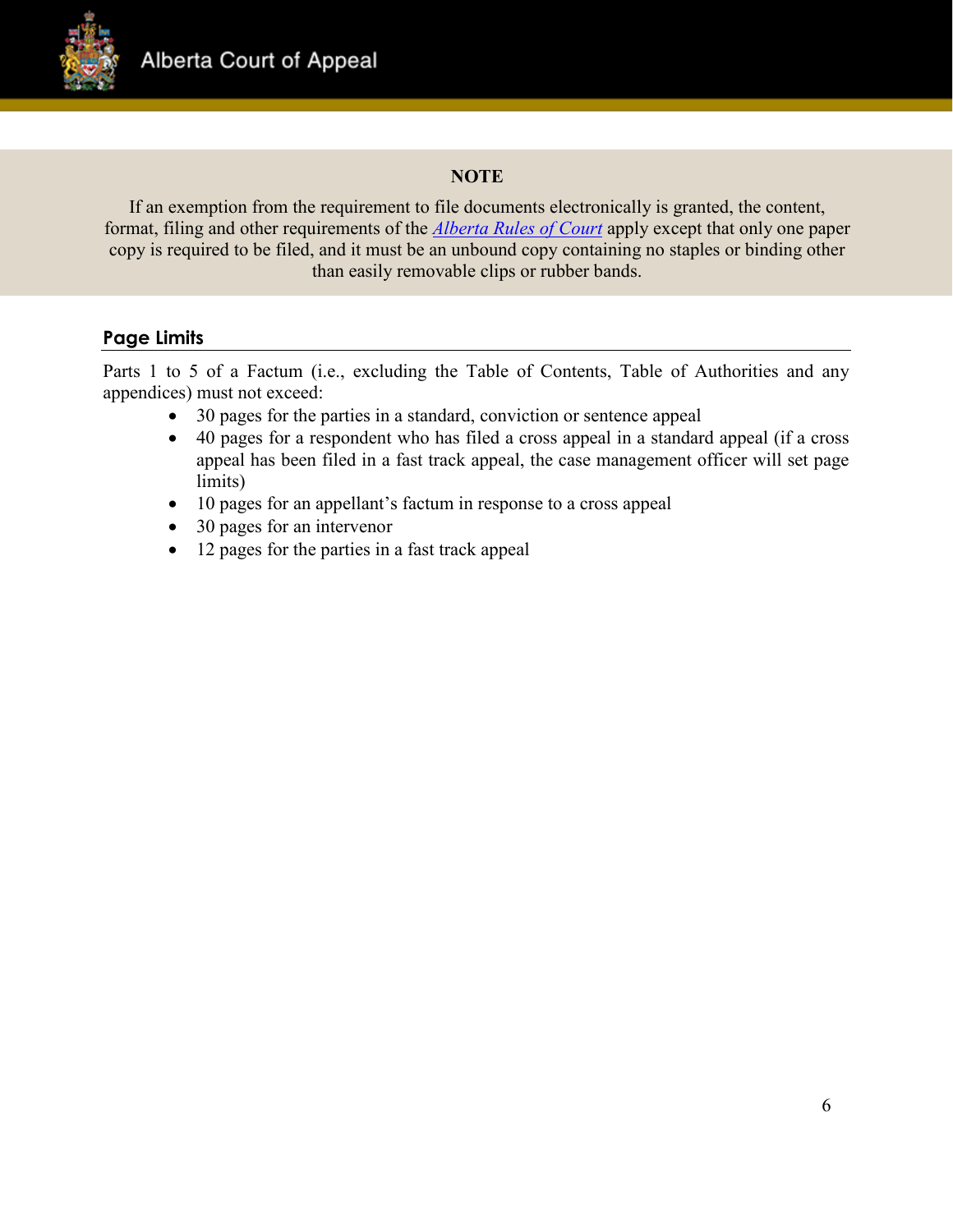**NOTE**

If an exemption from the requirement to file documents electronically is granted, the content, format, filing and other requirements of the *Alberta Rules of Court* apply except that only one paper copy is required to be filed, and it must be an unbound copy containing no staples or binding other than easily removable clips or rubber bands.

## Page Limits

Parts 1 to 5 of a Factum (i.e., excluding the Table of Contents, Table of Authorities and any appendices) must not exceed:

- 30 pages for the parties in a standard, conviction or sentence appeal
- 40 pages for a respondent who has filed a cross appeal in a standard appeal (if a cross appeal has been filed in a fast track appeal, the case management officer will set page limits)
- 10 pages for an appellant's factum in response to a cross appeal
- 30 pages for an intervenor
- 12 pages for the parties in a fast track appeal